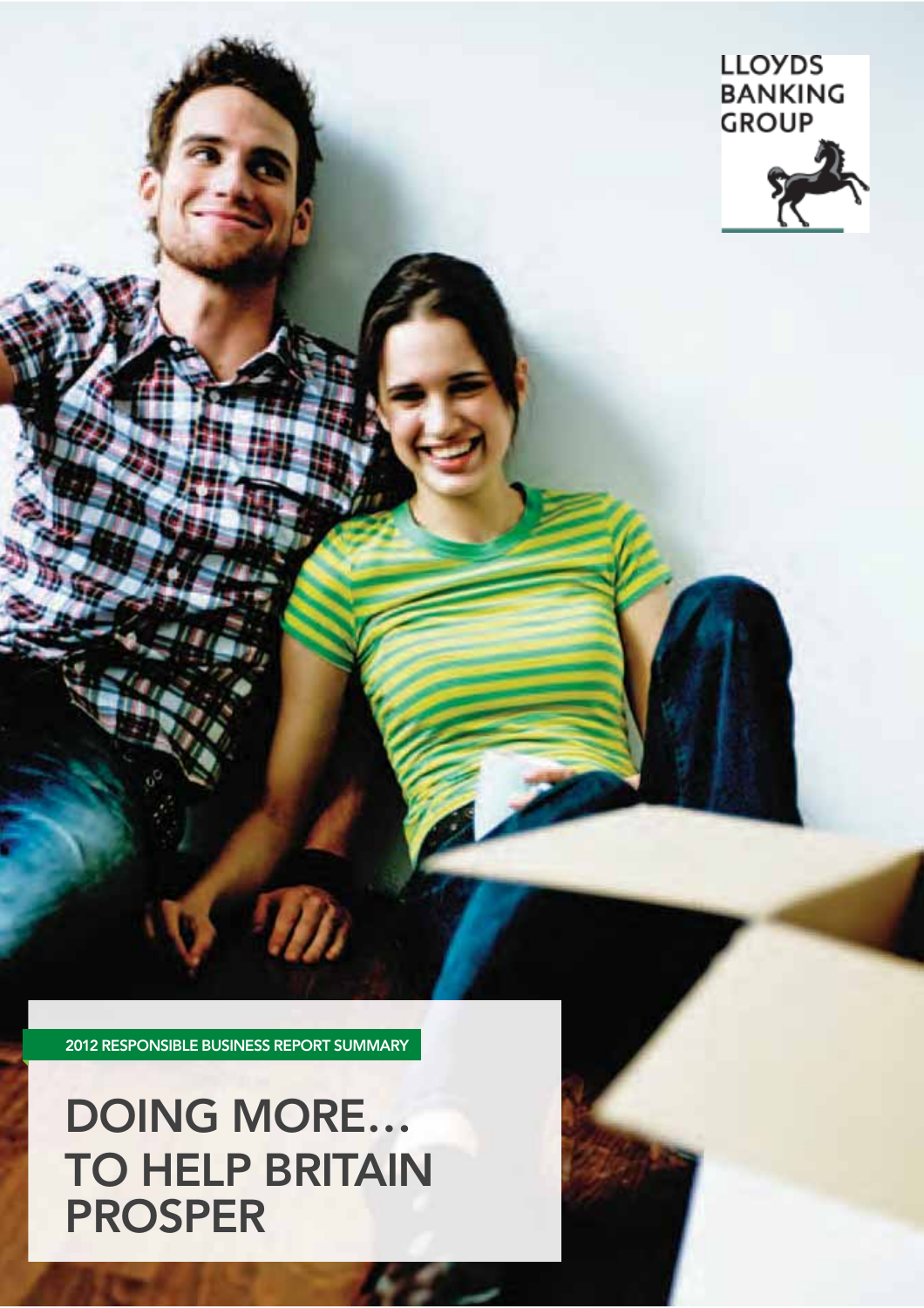LLOYDS BANKING GROUP

2012 RESPONSIBLE BUSINESS REPORT SUMMARY

# DOING MORE… TO HELP BRITAIN PROSPER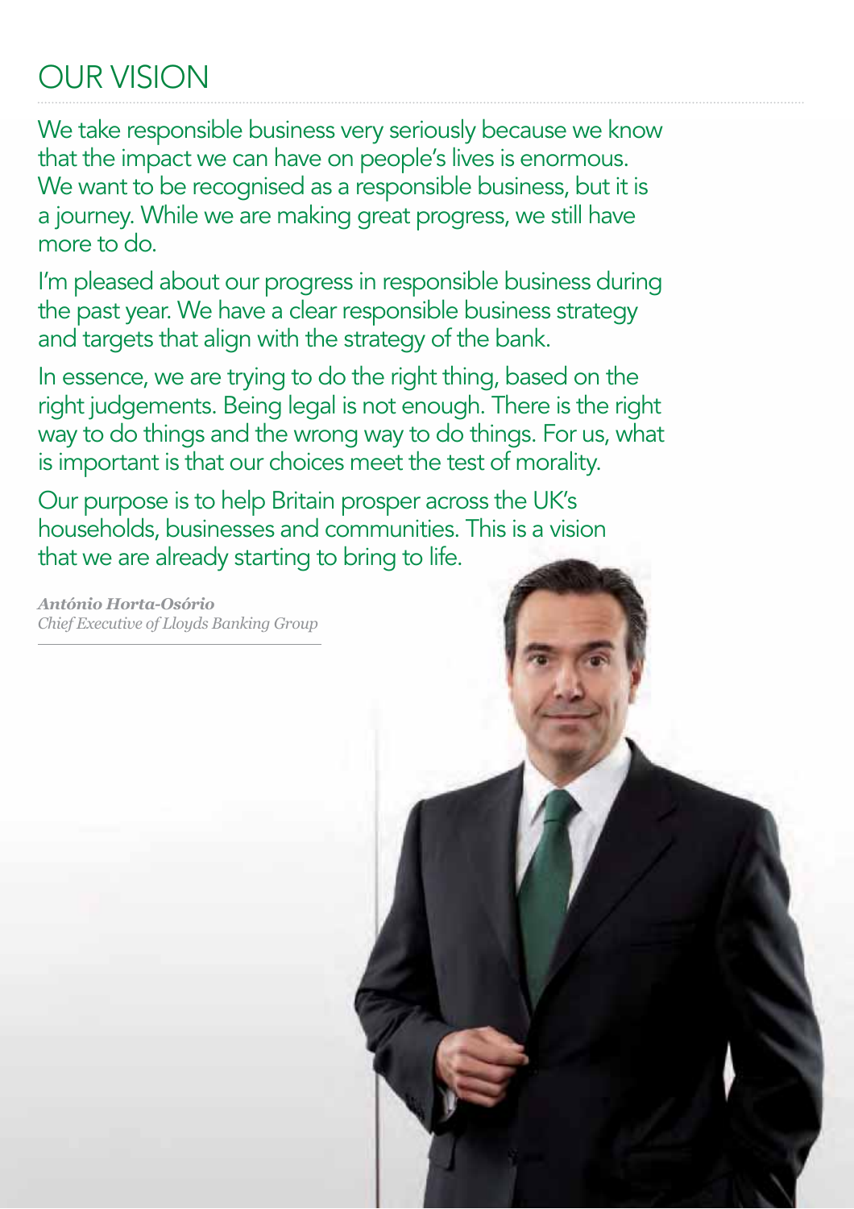# OUR VISION

We take responsible business very seriously because we know that the impact we can have on people's lives is enormous. We want to be recognised as a responsible business, but it is a journey. While we are making great progress, we still have more to do.

I'm pleased about our progress in responsible business during the past year. We have a clear responsible business strategy and targets that align with the strategy of the bank.

In essence, we are trying to do the right thing, based on the right judgements. Being legal is not enough. There is the right way to do things and the wrong way to do things. For us, what is important is that our choices meet the test of morality.

Our purpose is to help Britain prosper across the UK's households, businesses and communities. This is a vision that we are already starting to bring to life.

***António Horta-Osório***
*Chief Executive of Lloyds Banking Group*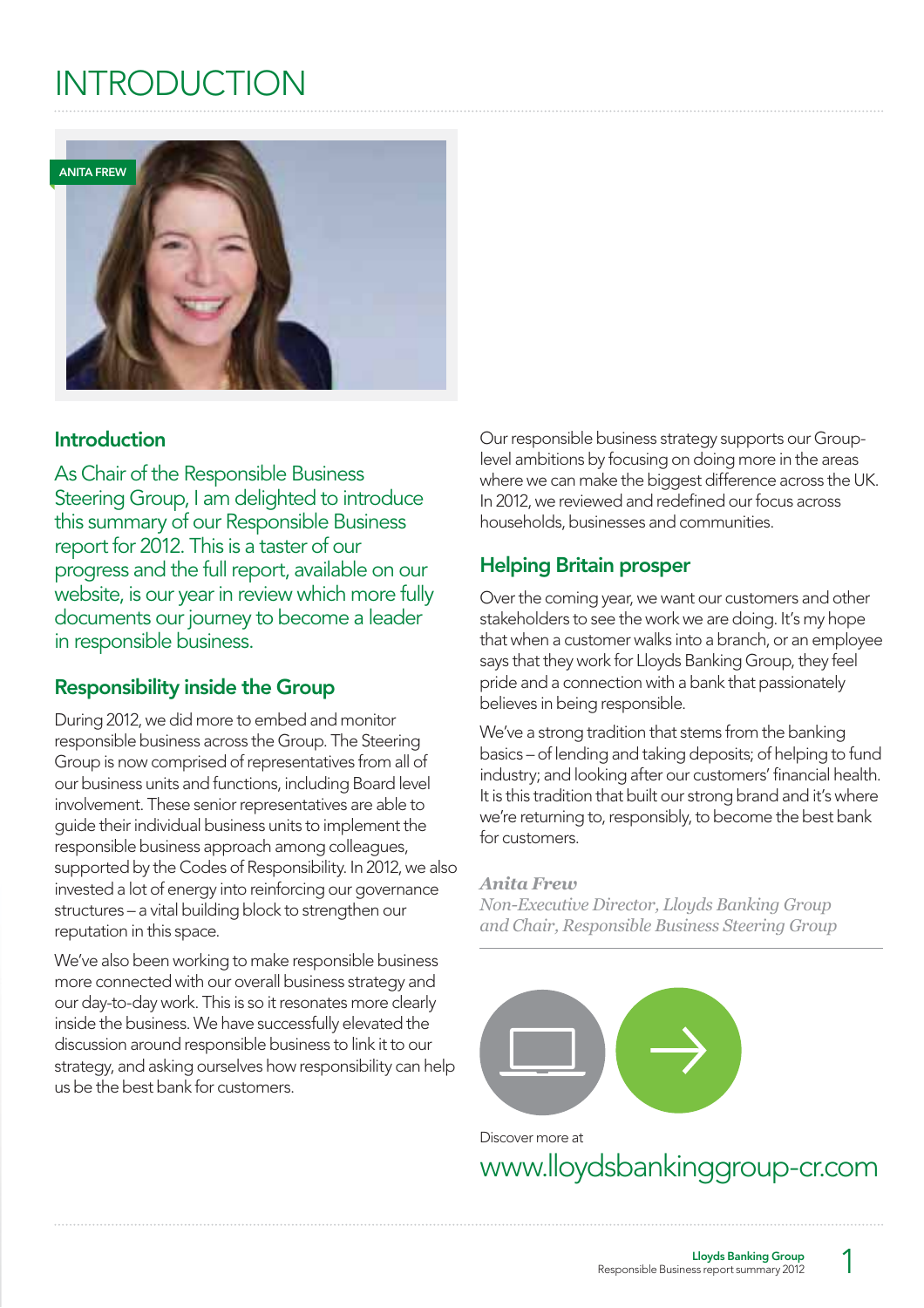# INTRODUCTION

ANITA FREW

## Introduction

As Chair of the Responsible Business Steering Group, I am delighted to introduce this summary of our Responsible Business report for 2012. This is a taster of our progress and the full report, available on our website, is our year in review which more fully documents our journey to become a leader in responsible business.

## Responsibility inside the Group

During 2012, we did more to embed and monitor responsible business across the Group. The Steering Group is now comprised of representatives from all of our business units and functions, including Board level involvement. These senior representatives are able to guide their individual business units to implement the responsible business approach among colleagues, supported by the Codes of Responsibility. In 2012, we also invested a lot of energy into reinforcing our governance structures – a vital building block to strengthen our reputation in this space.

We've also been working to make responsible business more connected with our overall business strategy and our day-to-day work. This is so it resonates more clearly inside the business. We have successfully elevated the discussion around responsible business to link it to our strategy, and asking ourselves how responsibility can help us be the best bank for customers.

Our responsible business strategy supports our Group-level ambitions by focusing on doing more in the areas where we can make the biggest difference across the UK. In 2012, we reviewed and redefined our focus across households, businesses and communities.

## Helping Britain prosper

Over the coming year, we want our customers and other stakeholders to see the work we are doing. It's my hope that when a customer walks into a branch, or an employee says that they work for Lloyds Banking Group, they feel pride and a connection with a bank that passionately believes in being responsible.

We've a strong tradition that stems from the banking basics – of lending and taking deposits; of helping to fund industry; and looking after our customers' financial health. It is this tradition that built our strong brand and it's where we're returning to, responsibly, to become the best bank for customers.

***Anita Frew***
*Non-Executive Director, Lloyds Banking Group and Chair, Responsible Business Steering Group*

Discover more at

www.lloydsbankinggroup-cr.com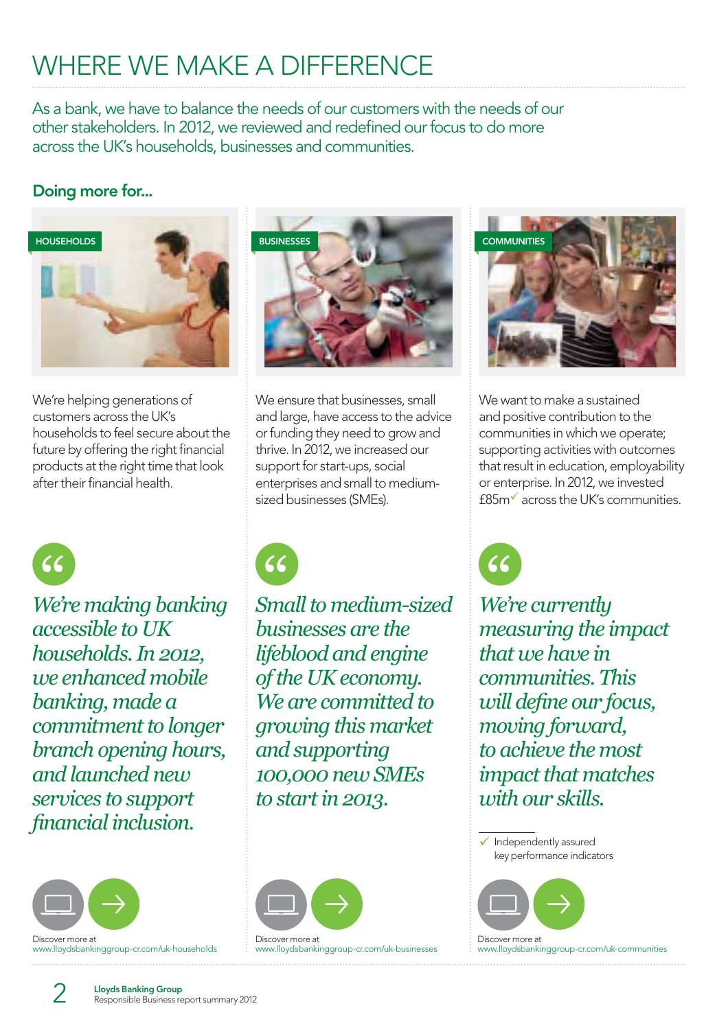# WHERE WE MAKE A DIFFERENCE

As a bank, we have to balance the needs of our customers with the needs of our other stakeholders. In 2012, we reviewed and redefined our focus to do more across the UK's households, businesses and communities.

## Doing more for...

### HOUSEHOLDS

We're helping generations of customers across the UK's households to feel secure about the future by offering the right financial products at the right time that look after their financial health.

> *We're making banking accessible to UK households. In 2012, we enhanced mobile banking, made a commitment to longer branch opening hours, and launched new services to support financial inclusion.*

Discover more at www.lloydsbankinggroup-cr.com/uk-households

### BUSINESSES

We ensure that businesses, small and large, have access to the advice or funding they need to grow and thrive. In 2012, we increased our support for start-ups, social enterprises and small to medium-sized businesses (SMEs).

> *Small to medium-sized businesses are the lifeblood and engine of the UK economy. We are committed to growing this market and supporting 100,000 new SMEs to start in 2013.*

Discover more at www.lloydsbankinggroup-cr.com/uk-businesses

### COMMUNITIES

We want to make a sustained and positive contribution to the communities in which we operate; supporting activities with outcomes that result in education, employability or enterprise. In 2012, we invested £85m✓ across the UK's communities.

> *We're currently measuring the impact that we have in communities. This will define our focus, moving forward, to achieve the most impact that matches with our skills.*

✓ Independently assured key performance indicators

Discover more at www.lloydsbankinggroup-cr.com/uk-communities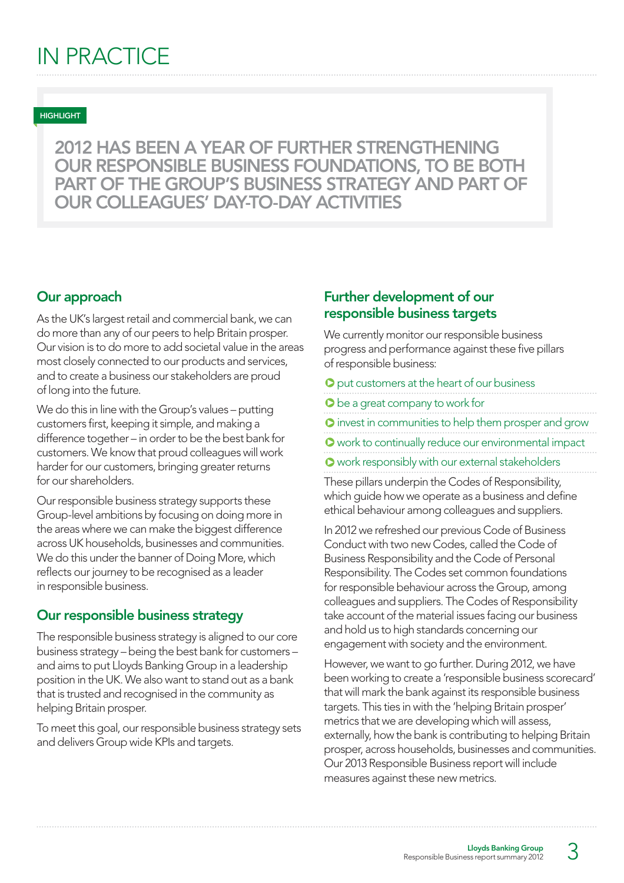# IN PRACTICE

HIGHLIGHT

**2012 HAS BEEN A YEAR OF FURTHER STRENGTHENING OUR RESPONSIBLE BUSINESS FOUNDATIONS, TO BE BOTH PART OF THE GROUP'S BUSINESS STRATEGY AND PART OF OUR COLLEAGUES' DAY-TO-DAY ACTIVITIES**

## Our approach

As the UK's largest retail and commercial bank, we can do more than any of our peers to help Britain prosper. Our vision is to do more to add societal value in the areas most closely connected to our products and services, and to create a business our stakeholders are proud of long into the future.

We do this in line with the Group's values – putting customers first, keeping it simple, and making a difference together – in order to be the best bank for customers. We know that proud colleagues will work harder for our customers, bringing greater returns for our shareholders.

Our responsible business strategy supports these Group-level ambitions by focusing on doing more in the areas where we can make the biggest difference across UK households, businesses and communities. We do this under the banner of Doing More, which reflects our journey to be recognised as a leader in responsible business.

## Our responsible business strategy

The responsible business strategy is aligned to our core business strategy – being the best bank for customers – and aims to put Lloyds Banking Group in a leadership position in the UK. We also want to stand out as a bank that is trusted and recognised in the community as helping Britain prosper.

To meet this goal, our responsible business strategy sets and delivers Group wide KPIs and targets.

## Further development of our responsible business targets

We currently monitor our responsible business progress and performance against these five pillars of responsible business:

- put customers at the heart of our business
- be a great company to work for
- invest in communities to help them prosper and grow
- work to continually reduce our environmental impact
- work responsibly with our external stakeholders

These pillars underpin the Codes of Responsibility, which guide how we operate as a business and define ethical behaviour among colleagues and suppliers.

In 2012 we refreshed our previous Code of Business Conduct with two new Codes, called the Code of Business Responsibility and the Code of Personal Responsibility. The Codes set common foundations for responsible behaviour across the Group, among colleagues and suppliers. The Codes of Responsibility take account of the material issues facing our business and hold us to high standards concerning our engagement with society and the environment.

However, we want to go further. During 2012, we have been working to create a 'responsible business scorecard' that will mark the bank against its responsible business targets. This ties in with the 'helping Britain prosper' metrics that we are developing which will assess, externally, how the bank is contributing to helping Britain prosper, across households, businesses and communities. Our 2013 Responsible Business report will include measures against these new metrics.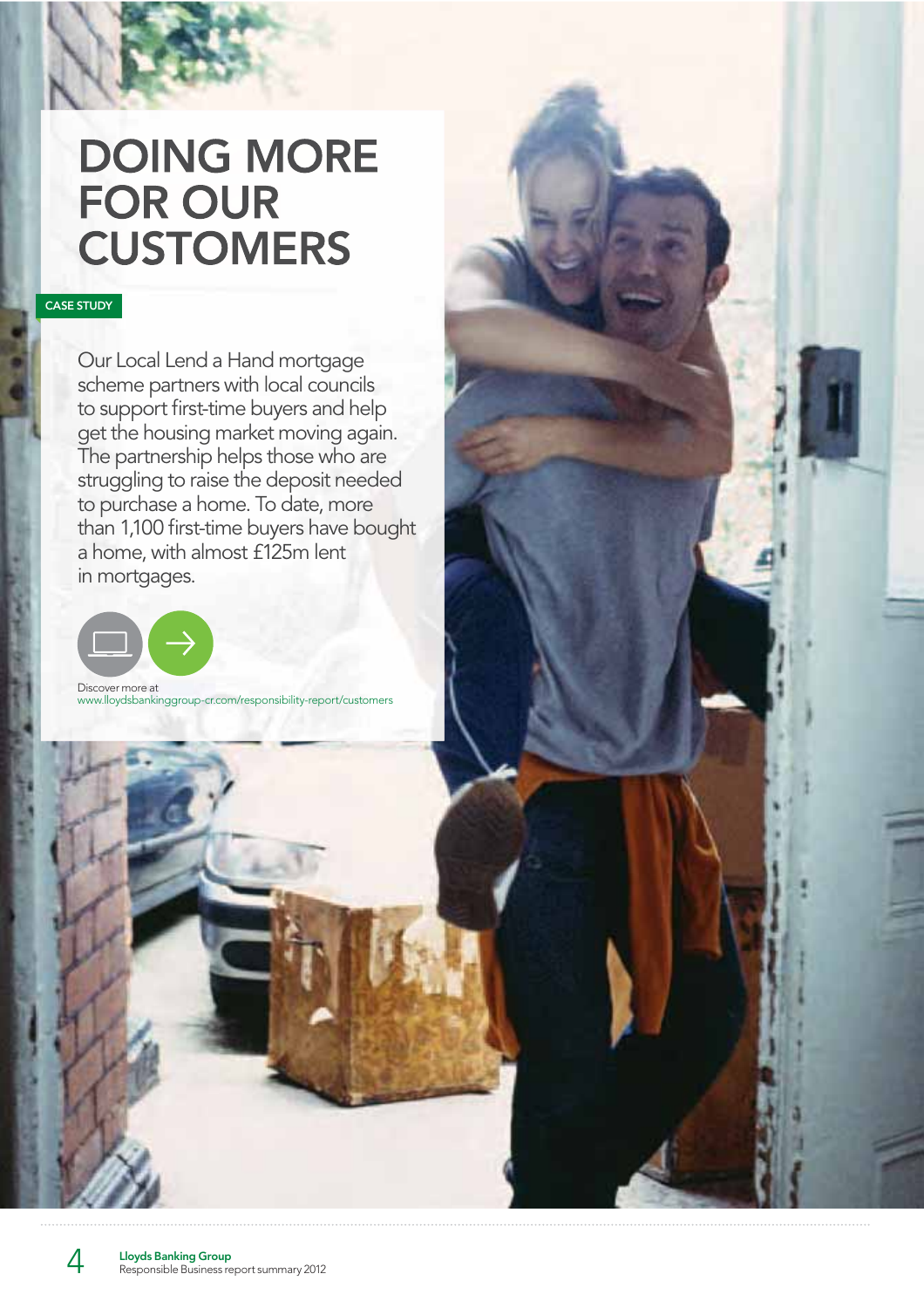# DOING MORE FOR OUR CUSTOMERS

CASE STUDY

Our Local Lend a Hand mortgage scheme partners with local councils to support first-time buyers and help get the housing market moving again. The partnership helps those who are struggling to raise the deposit needed to purchase a home. To date, more than 1,100 first-time buyers have bought a home, with almost £125m lent in mortgages.

Discover more at
www.lloydsbankinggroup-cr.com/responsibility-report/customers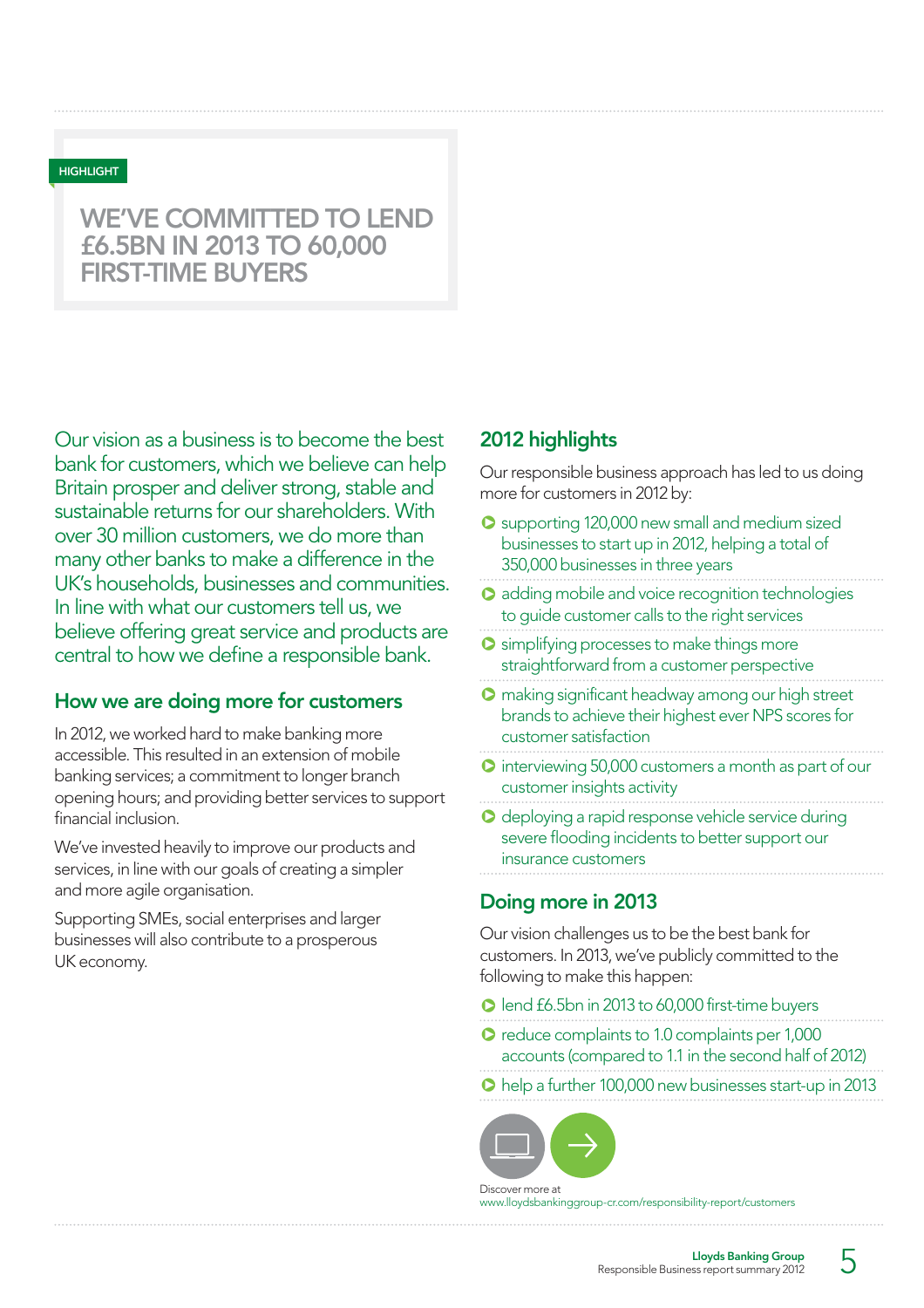HIGHLIGHT

## WE'VE COMMITTED TO LEND £6.5BN IN 2013 TO 60,000 FIRST-TIME BUYERS

Our vision as a business is to become the best bank for customers, which we believe can help Britain prosper and deliver strong, stable and sustainable returns for our shareholders. With over 30 million customers, we do more than many other banks to make a difference in the UK's households, businesses and communities. In line with what our customers tell us, we believe offering great service and products are central to how we define a responsible bank.

## How we are doing more for customers

In 2012, we worked hard to make banking more accessible. This resulted in an extension of mobile banking services; a commitment to longer branch opening hours; and providing better services to support financial inclusion.

We've invested heavily to improve our products and services, in line with our goals of creating a simpler and more agile organisation.

Supporting SMEs, social enterprises and larger businesses will also contribute to a prosperous UK economy.

## 2012 highlights

Our responsible business approach has led to us doing more for customers in 2012 by:

- supporting 120,000 new small and medium sized businesses to start up in 2012, helping a total of 350,000 businesses in three years
- adding mobile and voice recognition technologies to guide customer calls to the right services
- simplifying processes to make things more straightforward from a customer perspective
- making significant headway among our high street brands to achieve their highest ever NPS scores for customer satisfaction
- interviewing 50,000 customers a month as part of our customer insights activity
- deploying a rapid response vehicle service during severe flooding incidents to better support our insurance customers

## Doing more in 2013

Our vision challenges us to be the best bank for customers. In 2013, we've publicly committed to the following to make this happen:

- lend £6.5bn in 2013 to 60,000 first-time buyers
- reduce complaints to 1.0 complaints per 1,000 accounts (compared to 1.1 in the second half of 2012)
- help a further 100,000 new businesses start-up in 2013

Discover more at
www.lloydsbankinggroup-cr.com/responsibility-report/customers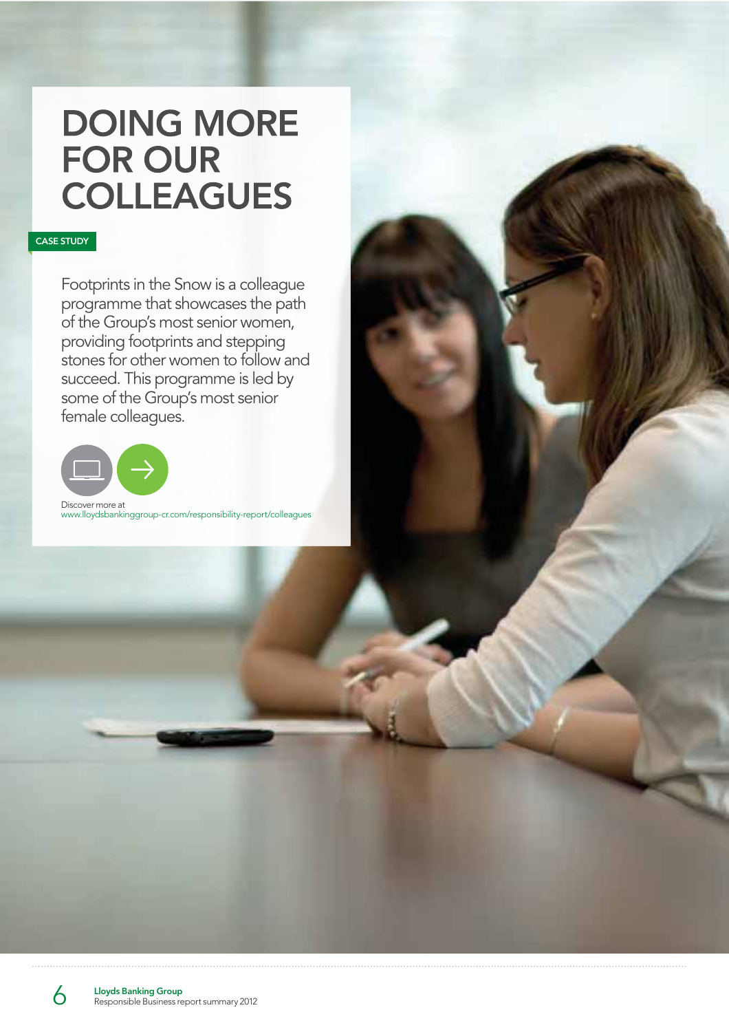# DOING MORE FOR OUR COLLEAGUES

CASE STUDY

Footprints in the Snow is a colleague programme that showcases the path of the Group's most senior women, providing footprints and stepping stones for other women to follow and succeed. This programme is led by some of the Group's most senior female colleagues.

Discover more at
www.lloydsbankinggroup-cr.com/responsibility-report/colleagues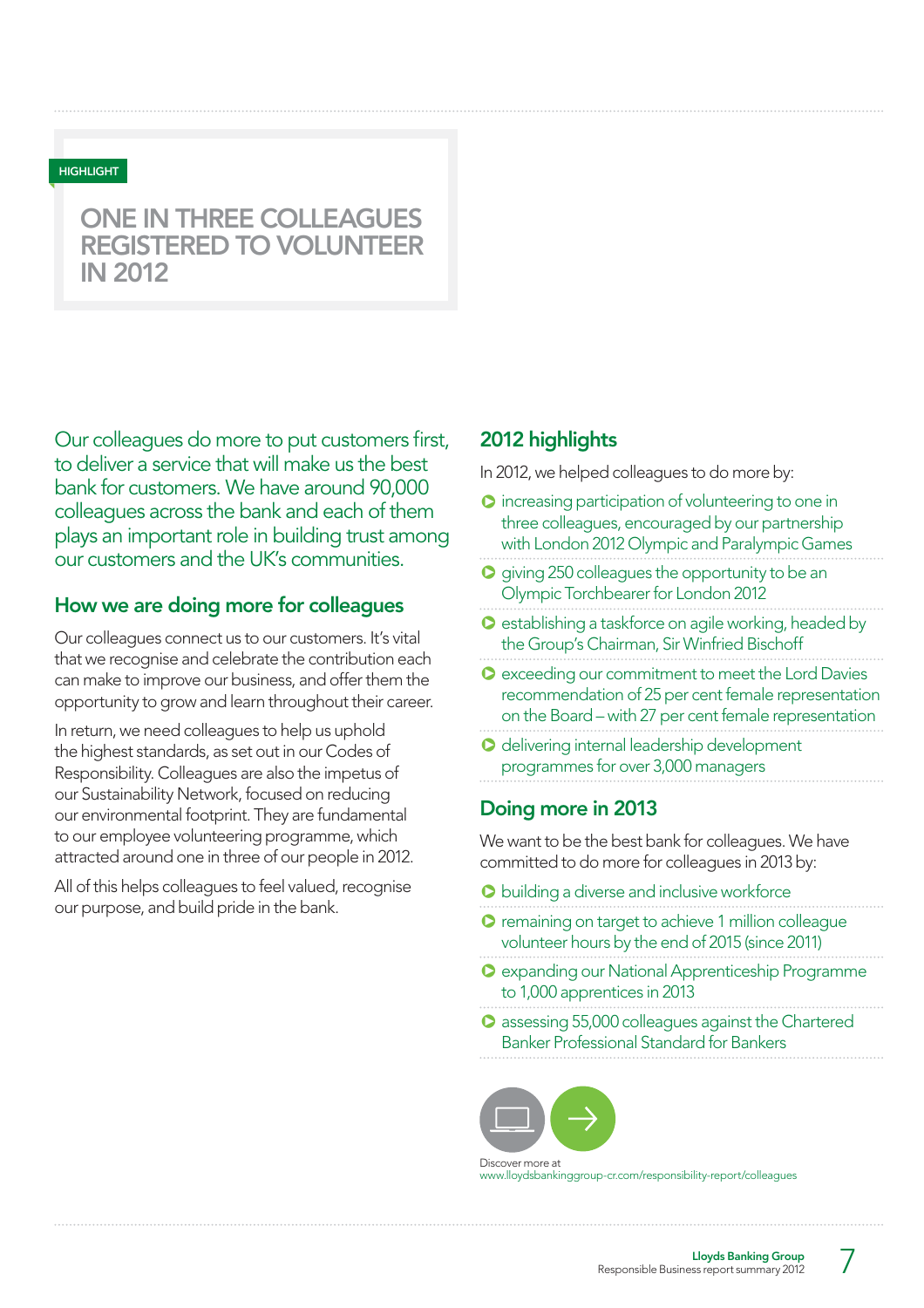HIGHLIGHT

## ONE IN THREE COLLEAGUES REGISTERED TO VOLUNTEER IN 2012

Our colleagues do more to put customers first, to deliver a service that will make us the best bank for customers. We have around 90,000 colleagues across the bank and each of them plays an important role in building trust among our customers and the UK's communities.

### How we are doing more for colleagues

Our colleagues connect us to our customers. It's vital that we recognise and celebrate the contribution each can make to improve our business, and offer them the opportunity to grow and learn throughout their career.

In return, we need colleagues to help us uphold the highest standards, as set out in our Codes of Responsibility. Colleagues are also the impetus of our Sustainability Network, focused on reducing our environmental footprint. They are fundamental to our employee volunteering programme, which attracted around one in three of our people in 2012.

All of this helps colleagues to feel valued, recognise our purpose, and build pride in the bank.

### 2012 highlights

In 2012, we helped colleagues to do more by:

- increasing participation of volunteering to one in three colleagues, encouraged by our partnership with London 2012 Olympic and Paralympic Games
- giving 250 colleagues the opportunity to be an Olympic Torchbearer for London 2012
- establishing a taskforce on agile working, headed by the Group's Chairman, Sir Winfried Bischoff
- exceeding our commitment to meet the Lord Davies recommendation of 25 per cent female representation on the Board – with 27 per cent female representation
- delivering internal leadership development programmes for over 3,000 managers

### Doing more in 2013

We want to be the best bank for colleagues. We have committed to do more for colleagues in 2013 by:

- building a diverse and inclusive workforce
- remaining on target to achieve 1 million colleague volunteer hours by the end of 2015 (since 2011)
- expanding our National Apprenticeship Programme to 1,000 apprentices in 2013
- assessing 55,000 colleagues against the Chartered Banker Professional Standard for Bankers

Discover more at
www.lloydsbankinggroup-cr.com/responsibility-report/colleagues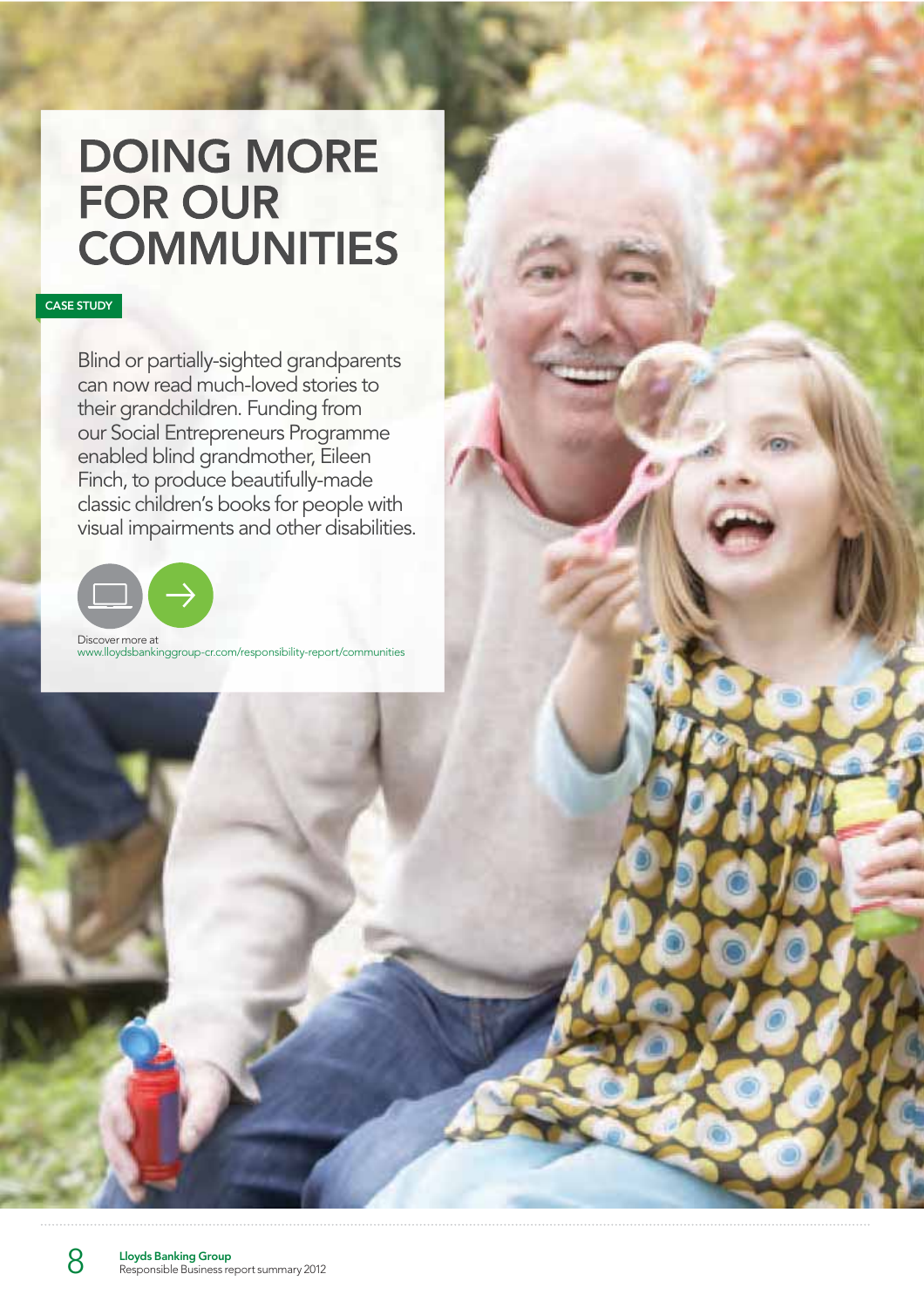# DOING MORE FOR OUR COMMUNITIES

CASE STUDY

Blind or partially-sighted grandparents can now read much-loved stories to their grandchildren. Funding from our Social Entrepreneurs Programme enabled blind grandmother, Eileen Finch, to produce beautifully-made classic children's books for people with visual impairments and other disabilities.

Discover more at
www.lloydsbankinggroup-cr.com/responsibility-report/communities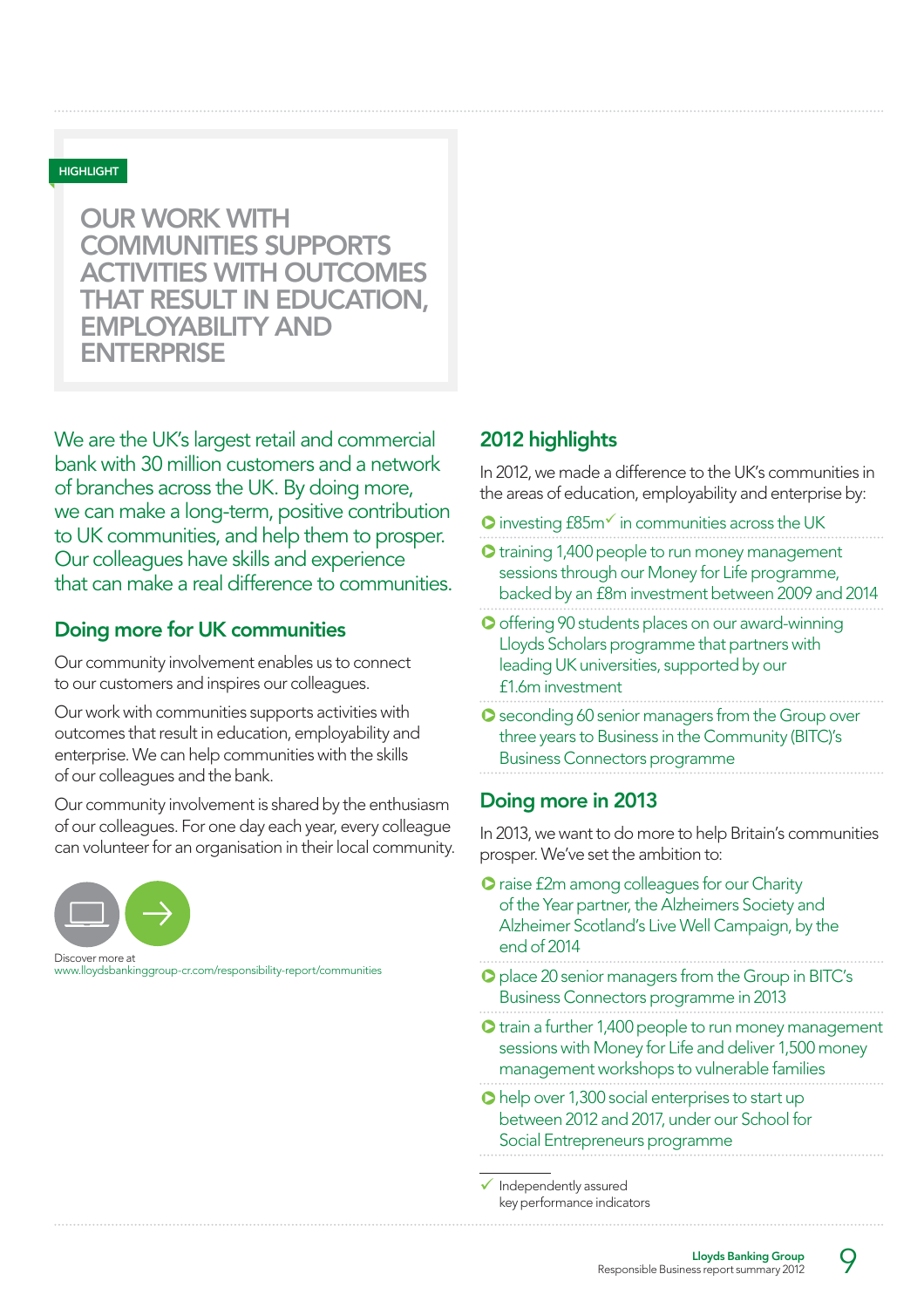HIGHLIGHT

## OUR WORK WITH COMMUNITIES SUPPORTS ACTIVITIES WITH OUTCOMES THAT RESULT IN EDUCATION, EMPLOYABILITY AND ENTERPRISE

We are the UK's largest retail and commercial bank with 30 million customers and a network of branches across the UK. By doing more, we can make a long-term, positive contribution to UK communities, and help them to prosper. Our colleagues have skills and experience that can make a real difference to communities.

## Doing more for UK communities

Our community involvement enables us to connect to our customers and inspires our colleagues.

Our work with communities supports activities with outcomes that result in education, employability and enterprise. We can help communities with the skills of our colleagues and the bank.

Our community involvement is shared by the enthusiasm of our colleagues. For one day each year, every colleague can volunteer for an organisation in their local community.

Discover more at
www.lloydsbankinggroup-cr.com/responsibility-report/communities

## 2012 highlights

In 2012, we made a difference to the UK's communities in the areas of education, employability and enterprise by:

- investing £85m✓ in communities across the UK
- training 1,400 people to run money management sessions through our Money for Life programme, backed by an £8m investment between 2009 and 2014
- offering 90 students places on our award-winning Lloyds Scholars programme that partners with leading UK universities, supported by our £1.6m investment
- seconding 60 senior managers from the Group over three years to Business in the Community (BITC)'s Business Connectors programme

## Doing more in 2013

In 2013, we want to do more to help Britain's communities prosper. We've set the ambition to:

- raise £2m among colleagues for our Charity of the Year partner, the Alzheimers Society and Alzheimer Scotland's Live Well Campaign, by the end of 2014
- place 20 senior managers from the Group in BITC's Business Connectors programme in 2013
- train a further 1,400 people to run money management sessions with Money for Life and deliver 1,500 money management workshops to vulnerable families
- help over 1,300 social enterprises to start up between 2012 and 2017, under our School for Social Entrepreneurs programme

✓ Independently assured key performance indicators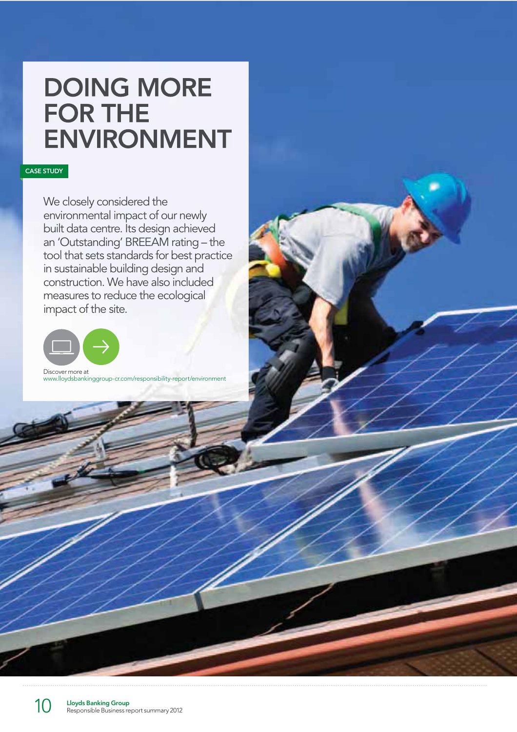# DOING MORE FOR THE ENVIRONMENT

CASE STUDY

We closely considered the environmental impact of our newly built data centre. Its design achieved an 'Outstanding' BREEAM rating – the tool that sets standards for best practice in sustainable building design and construction. We have also included measures to reduce the ecological impact of the site.

Discover more at
www.lloydsbankinggroup-cr.com/responsibility-report/environment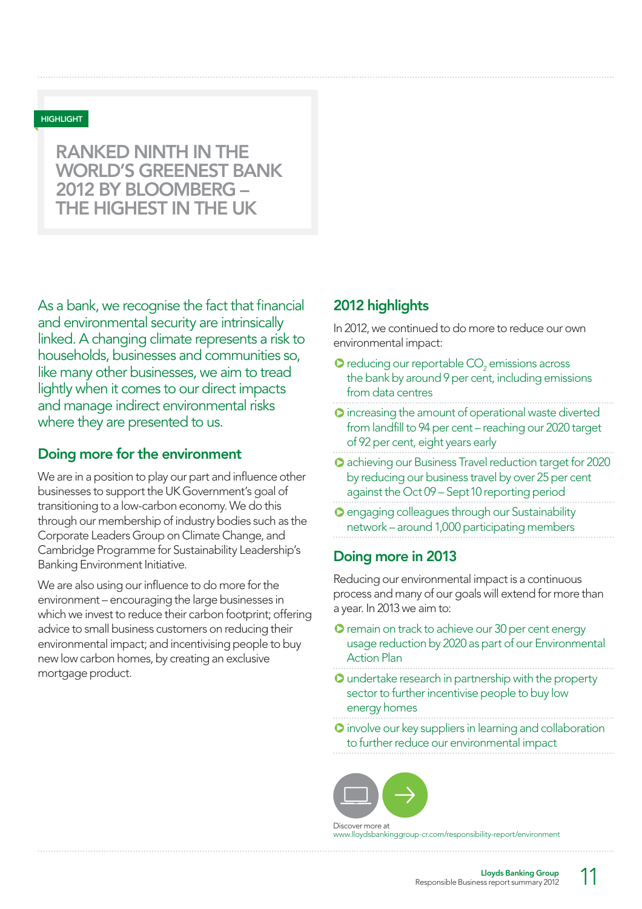HIGHLIGHT

**RANKED NINTH IN THE WORLD'S GREENEST BANK 2012 BY BLOOMBERG – THE HIGHEST IN THE UK**

As a bank, we recognise the fact that financial and environmental security are intrinsically linked. A changing climate represents a risk to households, businesses and communities so, like many other businesses, we aim to tread lightly when it comes to our direct impacts and manage indirect environmental risks where they are presented to us.

## Doing more for the environment

We are in a position to play our part and influence other businesses to support the UK Government's goal of transitioning to a low-carbon economy. We do this through our membership of industry bodies such as the Corporate Leaders Group on Climate Change, and Cambridge Programme for Sustainability Leadership's Banking Environment Initiative.

We are also using our influence to do more for the environment – encouraging the large businesses in which we invest to reduce their carbon footprint; offering advice to small business customers on reducing their environmental impact; and incentivising people to buy new low carbon homes, by creating an exclusive mortgage product.

## 2012 highlights

In 2012, we continued to do more to reduce our own environmental impact:

- reducing our reportable $CO_2$ emissions across the bank by around 9 per cent, including emissions from data centres
- increasing the amount of operational waste diverted from landfill to 94 per cent – reaching our 2020 target of 92 per cent, eight years early
- achieving our Business Travel reduction target for 2020 by reducing our business travel by over 25 per cent against the Oct 09 – Sept 10 reporting period
- engaging colleagues through our Sustainability network – around 1,000 participating members

## Doing more in 2013

Reducing our environmental impact is a continuous process and many of our goals will extend for more than a year. In 2013 we aim to:

- remain on track to achieve our 30 per cent energy usage reduction by 2020 as part of our Environmental Action Plan
- undertake research in partnership with the property sector to further incentivise people to buy low energy homes
- involve our key suppliers in learning and collaboration to further reduce our environmental impact

Discover more at
www.lloydsbankinggroup-cr.com/responsibility-report/environment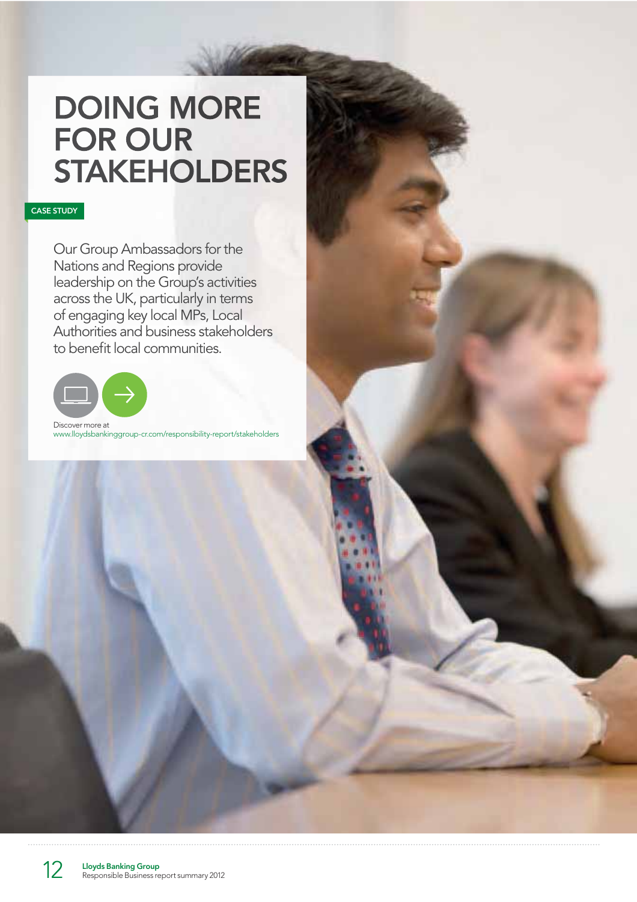# DOING MORE FOR OUR STAKEHOLDERS

CASE STUDY

Our Group Ambassadors for the Nations and Regions provide leadership on the Group's activities across the UK, particularly in terms of engaging key local MPs, Local Authorities and business stakeholders to benefit local communities.

Discover more at
www.lloydsbankinggroup-cr.com/responsibility-report/stakeholders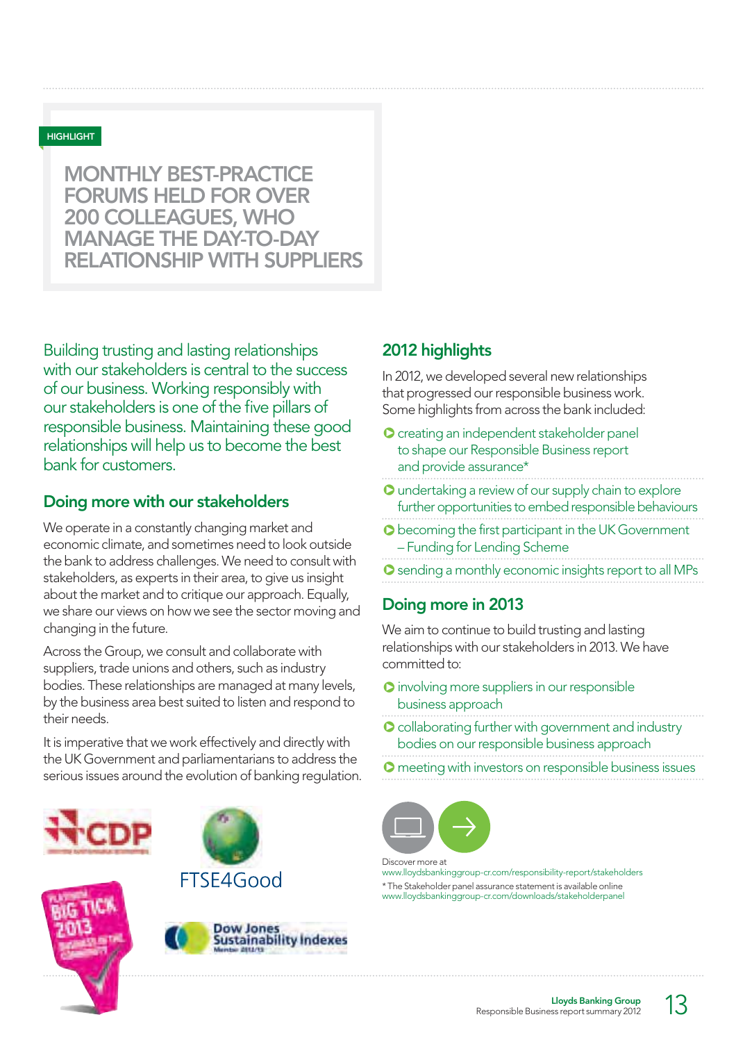HIGHLIGHT

**MONTHLY BEST-PRACTICE FORUMS HELD FOR OVER 200 COLLEAGUES, WHO MANAGE THE DAY-TO-DAY RELATIONSHIP WITH SUPPLIERS**

Building trusting and lasting relationships with our stakeholders is central to the success of our business. Working responsibly with our stakeholders is one of the five pillars of responsible business. Maintaining these good relationships will help us to become the best bank for customers.

## Doing more with our stakeholders

We operate in a constantly changing market and economic climate, and sometimes need to look outside the bank to address challenges. We need to consult with stakeholders, as experts in their area, to give us insight about the market and to critique our approach. Equally, we share our views on how we see the sector moving and changing in the future.

Across the Group, we consult and collaborate with suppliers, trade unions and others, such as industry bodies. These relationships are managed at many levels, by the business area best suited to listen and respond to their needs.

It is imperative that we work effectively and directly with the UK Government and parliamentarians to address the serious issues around the evolution of banking regulation.

## 2012 highlights

In 2012, we developed several new relationships that progressed our responsible business work. Some highlights from across the bank included:

- creating an independent stakeholder panel to shape our Responsible Business report and provide assurance*
- undertaking a review of our supply chain to explore further opportunities to embed responsible behaviours
- becoming the first participant in the UK Government – Funding for Lending Scheme
- sending a monthly economic insights report to all MPs

## Doing more in 2013

We aim to continue to build trusting and lasting relationships with our stakeholders in 2013. We have committed to:

- involving more suppliers in our responsible business approach
- collaborating further with government and industry bodies on our responsible business approach
- meeting with investors on responsible business issues

Discover more at
www.lloydsbankinggroup-cr.com/responsibility-report/stakeholders

* The Stakeholder panel assurance statement is available online
www.lloydsbankinggroup-cr.com/downloads/stakeholderpanel

CDP

FTSE4Good

Dow Jones Sustainability Indexes

PLATINUM BIG TICK 2013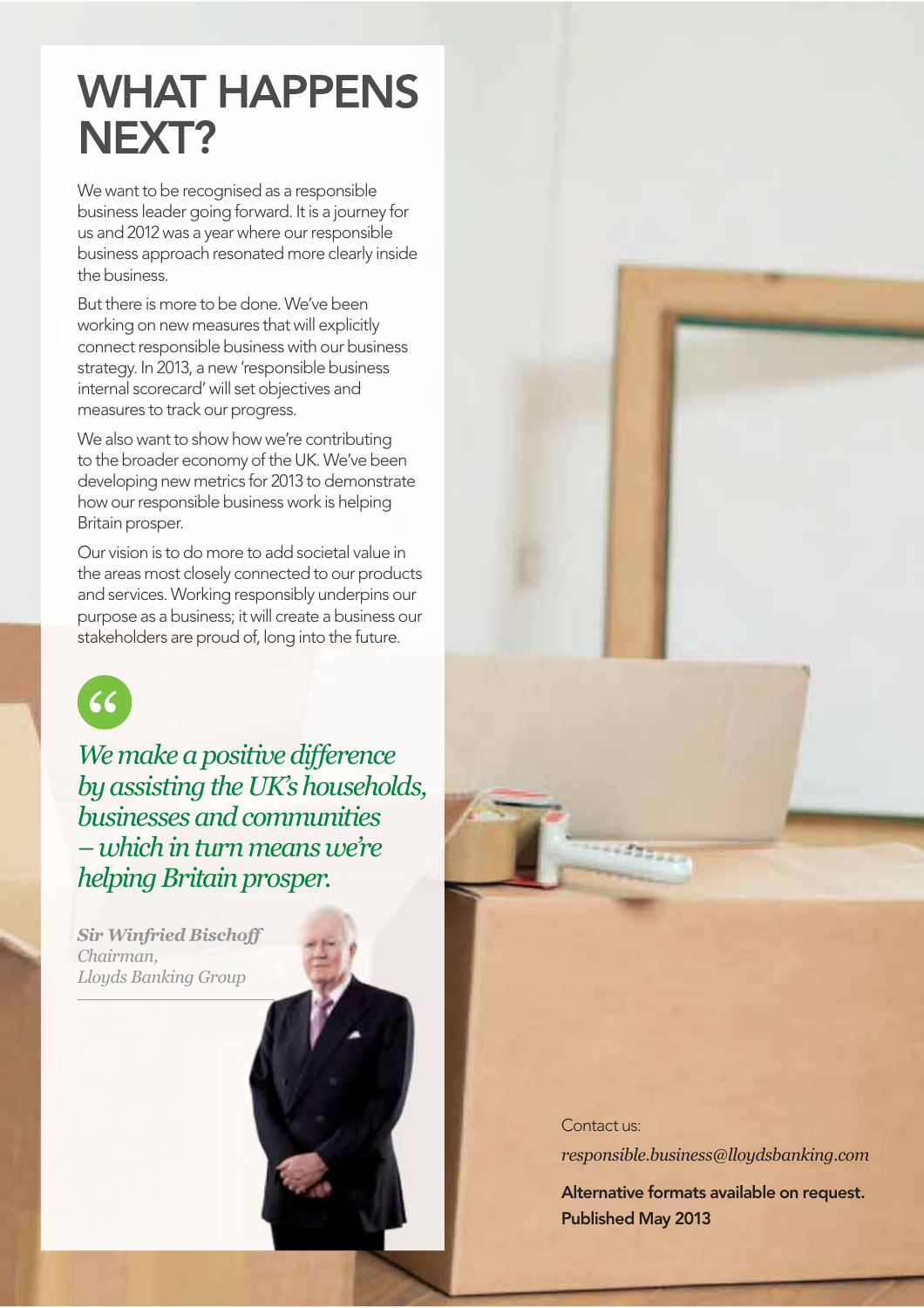# WHAT HAPPENS NEXT?

We want to be recognised as a responsible business leader going forward. It is a journey for us and 2012 was a year where our responsible business approach resonated more clearly inside the business.

But there is more to be done. We've been working on new measures that will explicitly connect responsible business with our business strategy. In 2013, a new 'responsible business internal scorecard' will set objectives and measures to track our progress.

We also want to show how we're contributing to the broader economy of the UK. We've been developing new metrics for 2013 to demonstrate how our responsible business work is helping Britain prosper.

Our vision is to do more to add societal value in the areas most closely connected to our products and services. Working responsibly underpins our purpose as a business; it will create a business our stakeholders are proud of, long into the future.

> *We make a positive difference by assisting the UK's households, businesses and communities – which in turn means we're helping Britain prosper.*

***Sir Winfried Bischoff***
*Chairman,*
*Lloyds Banking Group*

Contact us:
*responsible.business@lloydsbanking.com*

**Alternative formats available on request.**
**Published May 2013**